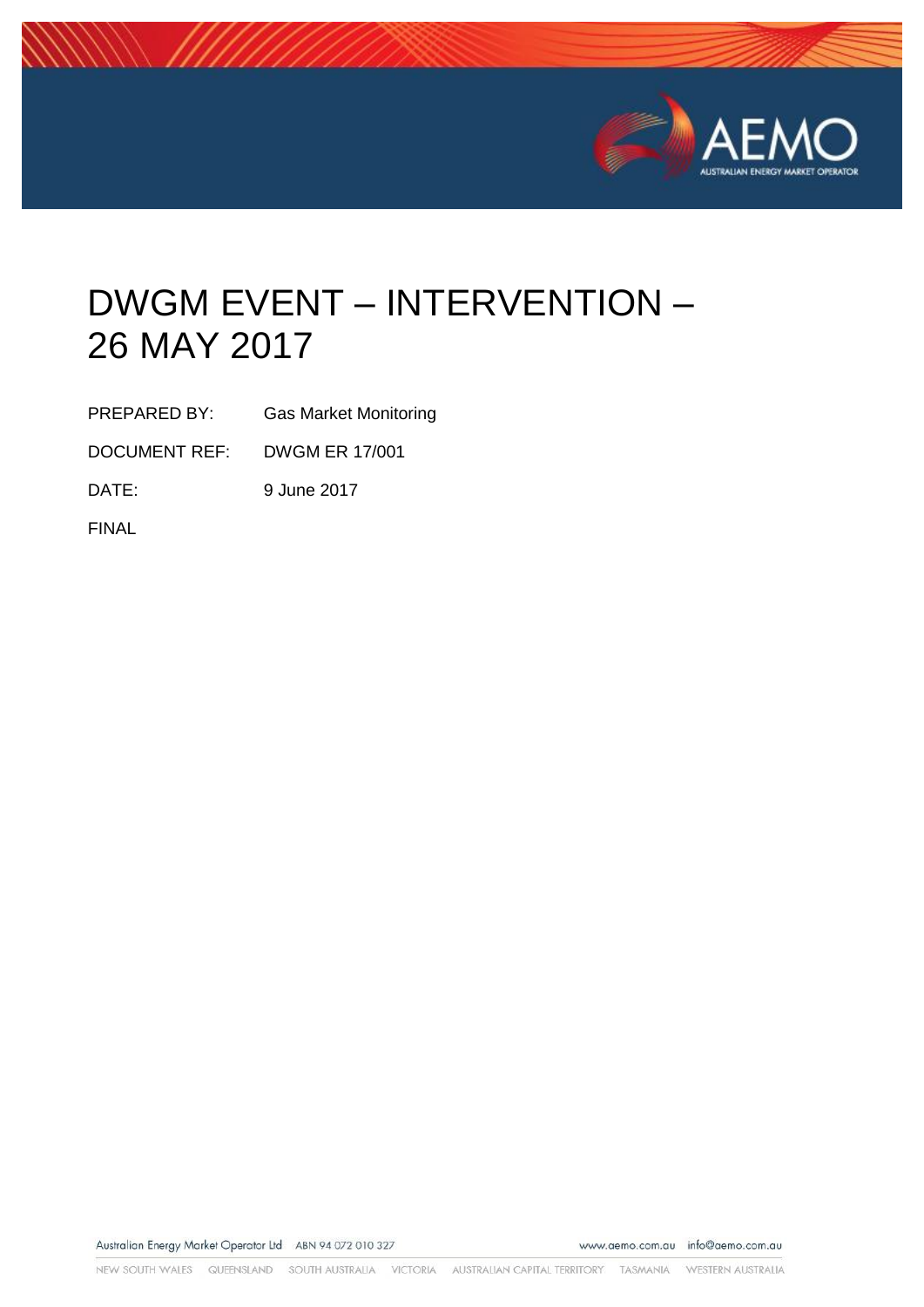# DWGM EVENT – INTERVENTION – 26 MAY 2017

PREPARED BY: Gas Market Monitoring

DOCUMENT REF: DWGM ER 17/001

DATE: 9 June 2017

FINAL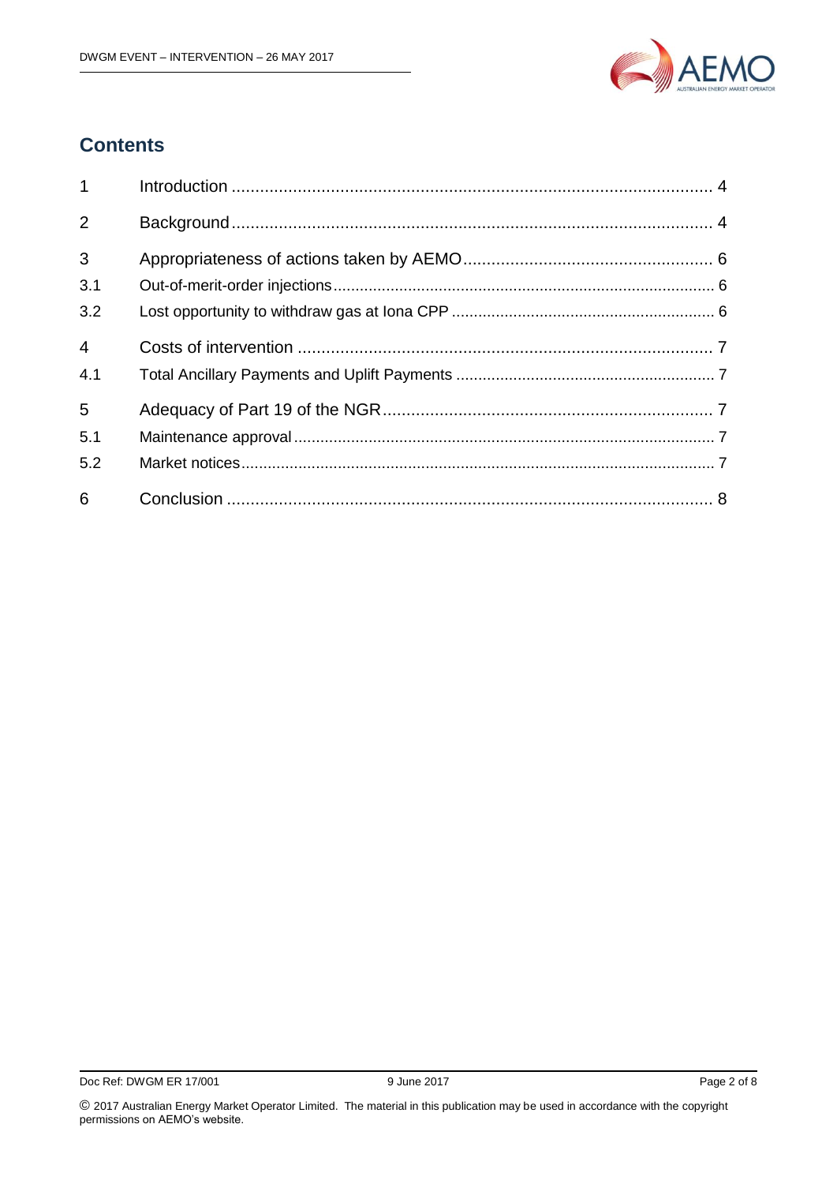## Contents

| | | |
|---|---|---|
| 1 | Introduction | 4 |
| 2 | Background | 4 |
| 3 | Appropriateness of actions taken by AEMO | 6 |
| 3.1 | Out-of-merit-order injections | 6 |
| 3.2 | Lost opportunity to withdraw gas at Iona CPP | 6 |
| 4 | Costs of intervention | 7 |
| 4.1 | Total Ancillary Payments and Uplift Payments | 7 |
| 5 | Adequacy of Part 19 of the NGR | 7 |
| 5.1 | Maintenance approval | 7 |
| 5.2 | Market notices | 7 |
| 6 | Conclusion | 8 |

© 2017 Australian Energy Market Operator Limited. The material in this publication may be used in accordance with the copyright permissions on AEMO's website.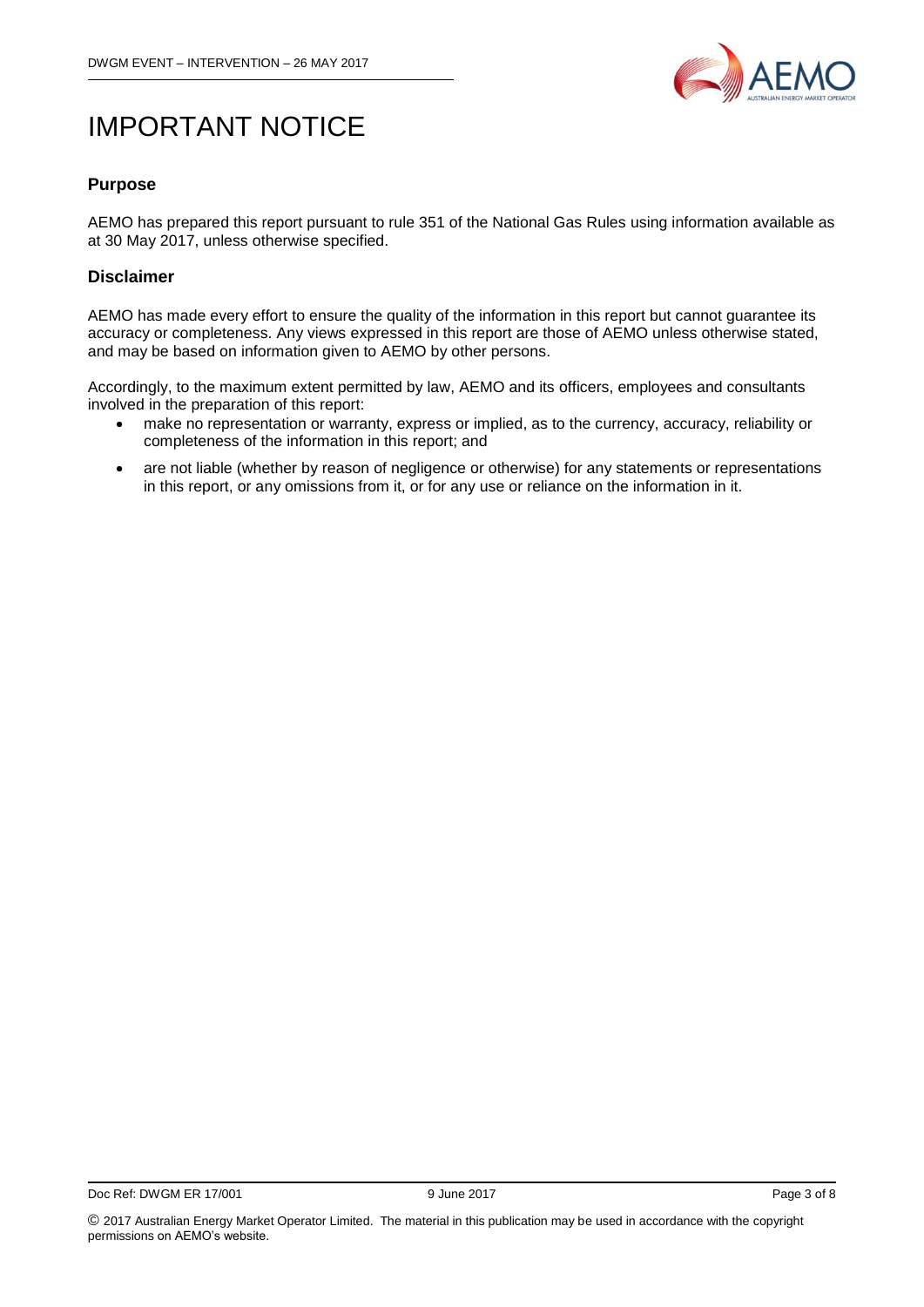# IMPORTANT NOTICE

## Purpose

AEMO has prepared this report pursuant to rule 351 of the National Gas Rules using information available as at 30 May 2017, unless otherwise specified.

## Disclaimer

AEMO has made every effort to ensure the quality of the information in this report but cannot guarantee its accuracy or completeness. Any views expressed in this report are those of AEMO unless otherwise stated, and may be based on information given to AEMO by other persons.

Accordingly, to the maximum extent permitted by law, AEMO and its officers, employees and consultants involved in the preparation of this report:

- make no representation or warranty, express or implied, as to the currency, accuracy, reliability or completeness of the information in this report; and
- are not liable (whether by reason of negligence or otherwise) for any statements or representations in this report, or any omissions from it, or for any use or reliance on the information in it.

© 2017 Australian Energy Market Operator Limited. The material in this publication may be used in accordance with the copyright permissions on AEMO's website.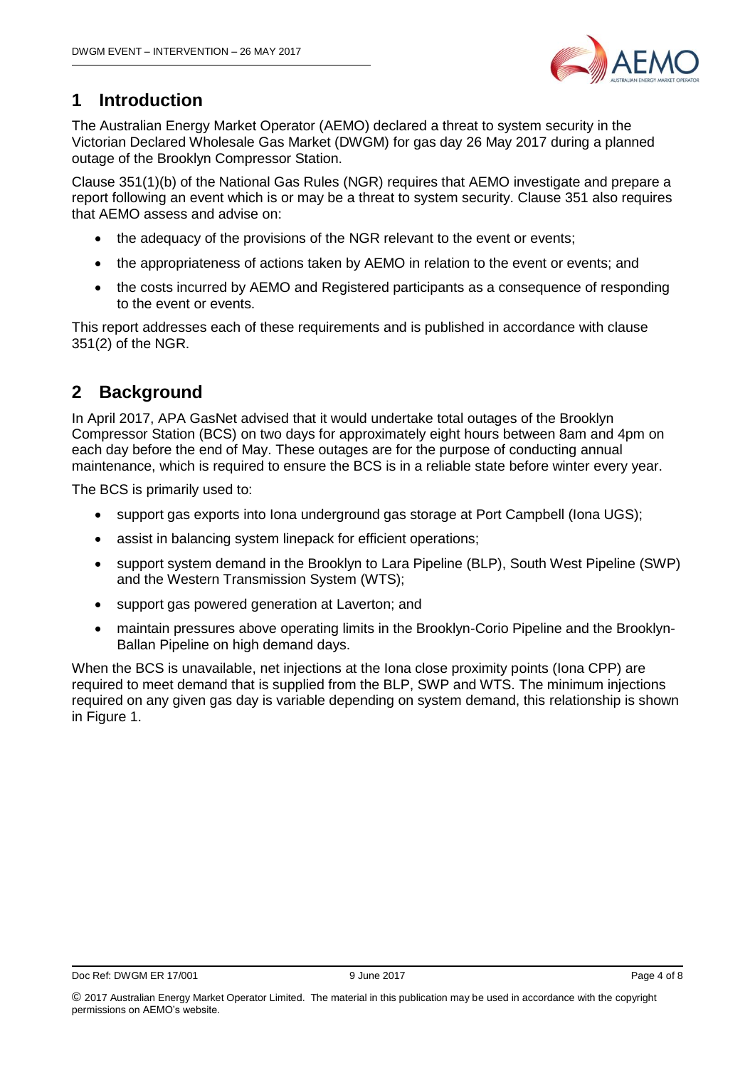# 1 Introduction

The Australian Energy Market Operator (AEMO) declared a threat to system security in the Victorian Declared Wholesale Gas Market (DWGM) for gas day 26 May 2017 during a planned outage of the Brooklyn Compressor Station.

Clause 351(1)(b) of the National Gas Rules (NGR) requires that AEMO investigate and prepare a report following an event which is or may be a threat to system security. Clause 351 also requires that AEMO assess and advise on:

- the adequacy of the provisions of the NGR relevant to the event or events;
- the appropriateness of actions taken by AEMO in relation to the event or events; and
- the costs incurred by AEMO and Registered participants as a consequence of responding to the event or events.

This report addresses each of these requirements and is published in accordance with clause 351(2) of the NGR.

# 2 Background

In April 2017, APA GasNet advised that it would undertake total outages of the Brooklyn Compressor Station (BCS) on two days for approximately eight hours between 8am and 4pm on each day before the end of May. These outages are for the purpose of conducting annual maintenance, which is required to ensure the BCS is in a reliable state before winter every year.

The BCS is primarily used to:

- support gas exports into Iona underground gas storage at Port Campbell (Iona UGS);
- assist in balancing system linepack for efficient operations;
- support system demand in the Brooklyn to Lara Pipeline (BLP), South West Pipeline (SWP) and the Western Transmission System (WTS);
- support gas powered generation at Laverton; and
- maintain pressures above operating limits in the Brooklyn-Corio Pipeline and the Brooklyn-Ballan Pipeline on high demand days.

When the BCS is unavailable, net injections at the Iona close proximity points (Iona CPP) are required to meet demand that is supplied from the BLP, SWP and WTS. The minimum injections required on any given gas day is variable depending on system demand, this relationship is shown in Figure 1.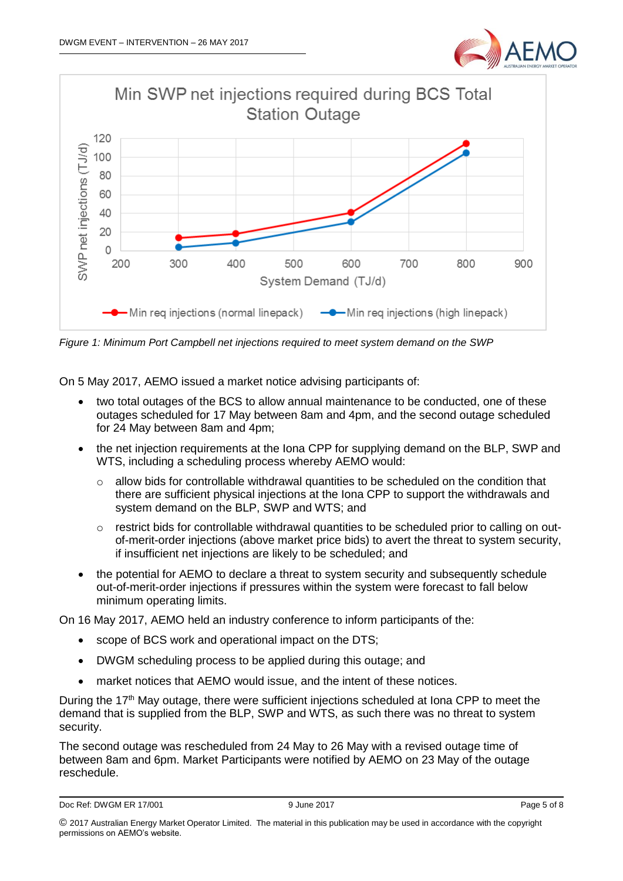Figure 1: *Minimum Port Campbell net injections required to meet system demand on the SWP*

On 5 May 2017, AEMO issued a market notice advising participants of:

- two total outages of the BCS to allow annual maintenance to be conducted, one of these outages scheduled for 17 May between 8am and 4pm, and the second outage scheduled for 24 May between 8am and 4pm;
- the net injection requirements at the Iona CPP for supplying demand on the BLP, SWP and WTS, including a scheduling process whereby AEMO would:
  - allow bids for controllable withdrawal quantities to be scheduled on the condition that there are sufficient physical injections at the Iona CPP to support the withdrawals and system demand on the BLP, SWP and WTS; and
  - restrict bids for controllable withdrawal quantities to be scheduled prior to calling on out-of-merit-order injections (above market price bids) to avert the threat to system security, if insufficient net injections are likely to be scheduled; and
- the potential for AEMO to declare a threat to system security and subsequently schedule out-of-merit-order injections if pressures within the system were forecast to fall below minimum operating limits.

On 16 May 2017, AEMO held an industry conference to inform participants of the:

- scope of BCS work and operational impact on the DTS;
- DWGM scheduling process to be applied during this outage; and
- market notices that AEMO would issue, and the intent of these notices.

During the 17th May outage, there were sufficient injections scheduled at Iona CPP to meet the demand that is supplied from the BLP, SWP and WTS, as such there was no threat to system security.

The second outage was rescheduled from 24 May to 26 May with a revised outage time of between 8am and 6pm. Market Participants were notified by AEMO on 23 May of the outage reschedule.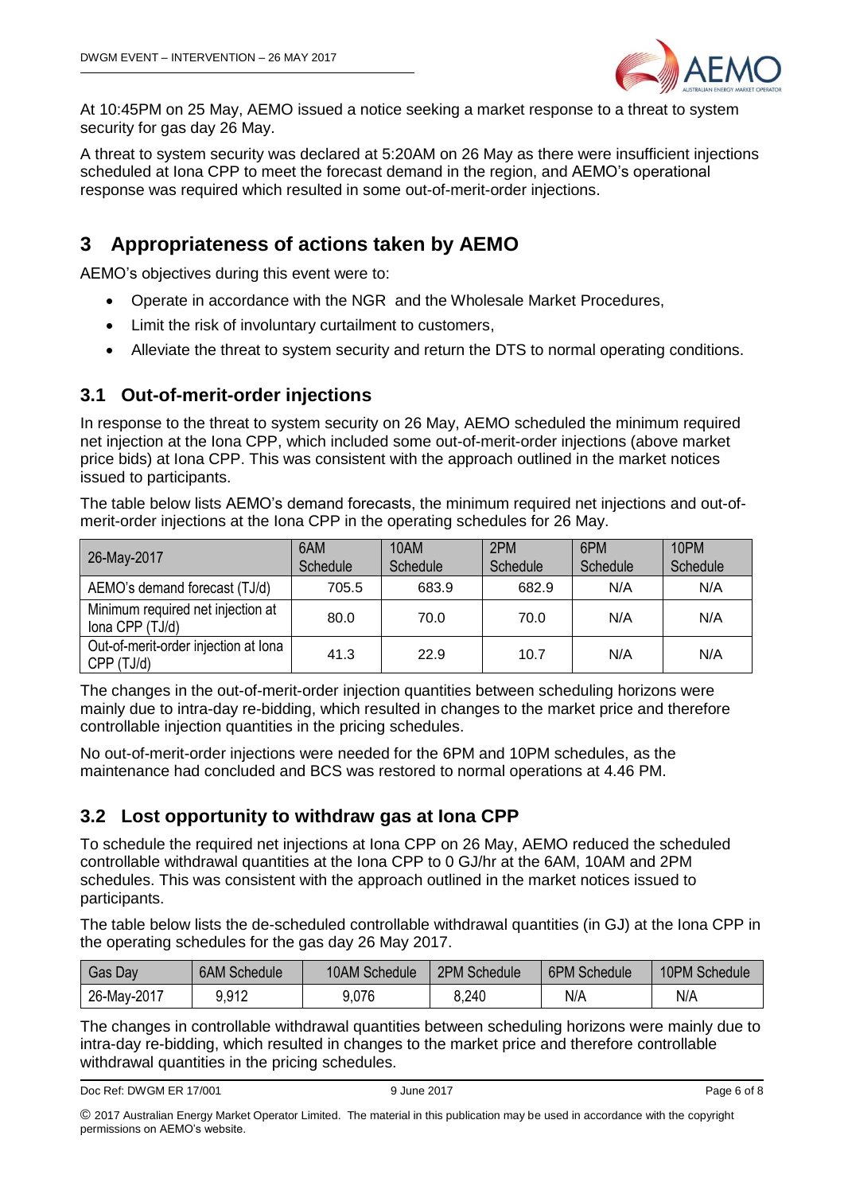At 10:45PM on 25 May, AEMO issued a notice seeking a market response to a threat to system security for gas day 26 May.

A threat to system security was declared at 5:20AM on 26 May as there were insufficient injections scheduled at Iona CPP to meet the forecast demand in the region, and AEMO's operational response was required which resulted in some out-of-merit-order injections.

# 3 Appropriateness of actions taken by AEMO

AEMO's objectives during this event were to:

- Operate in accordance with the NGR and the Wholesale Market Procedures,
- Limit the risk of involuntary curtailment to customers,
- Alleviate the threat to system security and return the DTS to normal operating conditions.

## 3.1 Out-of-merit-order injections

In response to the threat to system security on 26 May, AEMO scheduled the minimum required net injection at the Iona CPP, which included some out-of-merit-order injections (above market price bids) at Iona CPP. This was consistent with the approach outlined in the market notices issued to participants.

The table below lists AEMO's demand forecasts, the minimum required net injections and out-of-merit-order injections at the Iona CPP in the operating schedules for 26 May.

| 26-May-2017 | 6AM Schedule | 10AM Schedule | 2PM Schedule | 6PM Schedule | 10PM Schedule |
|---|---|---|---|---|---|
| AEMO's demand forecast (TJ/d) | 705.5 | 683.9 | 682.9 | N/A | N/A |
| Minimum required net injection at Iona CPP (TJ/d) | 80.0 | 70.0 | 70.0 | N/A | N/A |
| Out-of-merit-order injection at Iona CPP (TJ/d) | 41.3 | 22.9 | 10.7 | N/A | N/A |

The changes in the out-of-merit-order injection quantities between scheduling horizons were mainly due to intra-day re-bidding, which resulted in changes to the market price and therefore controllable injection quantities in the pricing schedules.

No out-of-merit-order injections were needed for the 6PM and 10PM schedules, as the maintenance had concluded and BCS was restored to normal operations at 4.46 PM.

## 3.2 Lost opportunity to withdraw gas at Iona CPP

To schedule the required net injections at Iona CPP on 26 May, AEMO reduced the scheduled controllable withdrawal quantities at the Iona CPP to 0 GJ/hr at the 6AM, 10AM and 2PM schedules. This was consistent with the approach outlined in the market notices issued to participants.

The table below lists the de-scheduled controllable withdrawal quantities (in GJ) at the Iona CPP in the operating schedules for the gas day 26 May 2017.

| Gas Day | 6AM Schedule | 10AM Schedule | 2PM Schedule | 6PM Schedule | 10PM Schedule |
|---|---|---|---|---|---|
| 26-May-2017 | 9,912 | 9,076 | 8,240 | N/A | N/A |

The changes in controllable withdrawal quantities between scheduling horizons were mainly due to intra-day re-bidding, which resulted in changes to the market price and therefore controllable withdrawal quantities in the pricing schedules.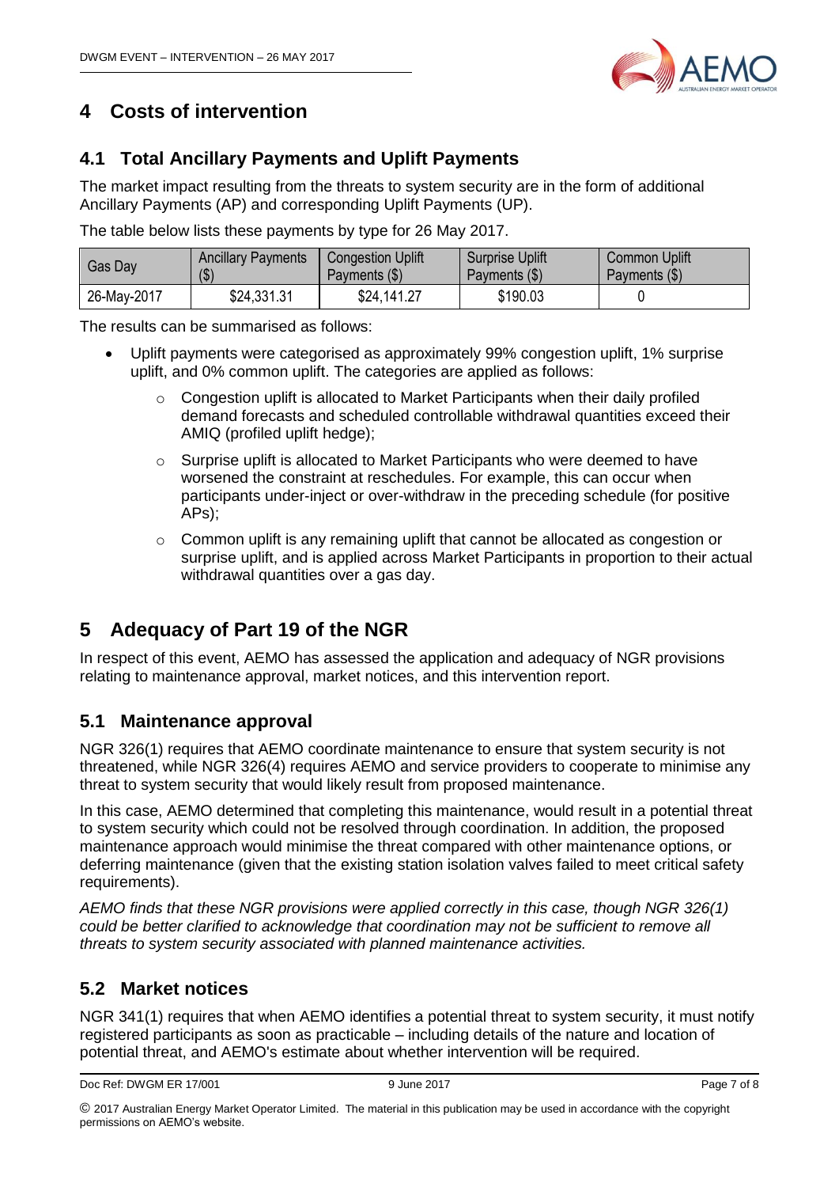# 4 Costs of intervention

## 4.1 Total Ancillary Payments and Uplift Payments

The market impact resulting from the threats to system security are in the form of additional Ancillary Payments (AP) and corresponding Uplift Payments (UP).

The table below lists these payments by type for 26 May 2017.

| Gas Day | Ancillary Payments ($) | Congestion Uplift Payments ($) | Surprise Uplift Payments ($) | Common Uplift Payments ($) |
|---|---|---|---|---|
| 26-May-2017 | $24,331.31 | $24,141.27 | $190.03 | 0 |

The results can be summarised as follows:

- Uplift payments were categorised as approximately 99% congestion uplift, 1% surprise uplift, and 0% common uplift. The categories are applied as follows:
  - Congestion uplift is allocated to Market Participants when their daily profiled demand forecasts and scheduled controllable withdrawal quantities exceed their AMIQ (profiled uplift hedge);
  - Surprise uplift is allocated to Market Participants who were deemed to have worsened the constraint at reschedules. For example, this can occur when participants under-inject or over-withdraw in the preceding schedule (for positive APs);
  - Common uplift is any remaining uplift that cannot be allocated as congestion or surprise uplift, and is applied across Market Participants in proportion to their actual withdrawal quantities over a gas day.

# 5 Adequacy of Part 19 of the NGR

In respect of this event, AEMO has assessed the application and adequacy of NGR provisions relating to maintenance approval, market notices, and this intervention report.

## 5.1 Maintenance approval

NGR 326(1) requires that AEMO coordinate maintenance to ensure that system security is not threatened, while NGR 326(4) requires AEMO and service providers to cooperate to minimise any threat to system security that would likely result from proposed maintenance.

In this case, AEMO determined that completing this maintenance, would result in a potential threat to system security which could not be resolved through coordination. In addition, the proposed maintenance approach would minimise the threat compared with other maintenance options, or deferring maintenance (given that the existing station isolation valves failed to meet critical safety requirements).

*AEMO finds that these NGR provisions were applied correctly in this case, though NGR 326(1) could be better clarified to acknowledge that coordination may not be sufficient to remove all threats to system security associated with planned maintenance activities.*

## 5.2 Market notices

NGR 341(1) requires that when AEMO identifies a potential threat to system security, it must notify registered participants as soon as practicable – including details of the nature and location of potential threat, and AEMO's estimate about whether intervention will be required.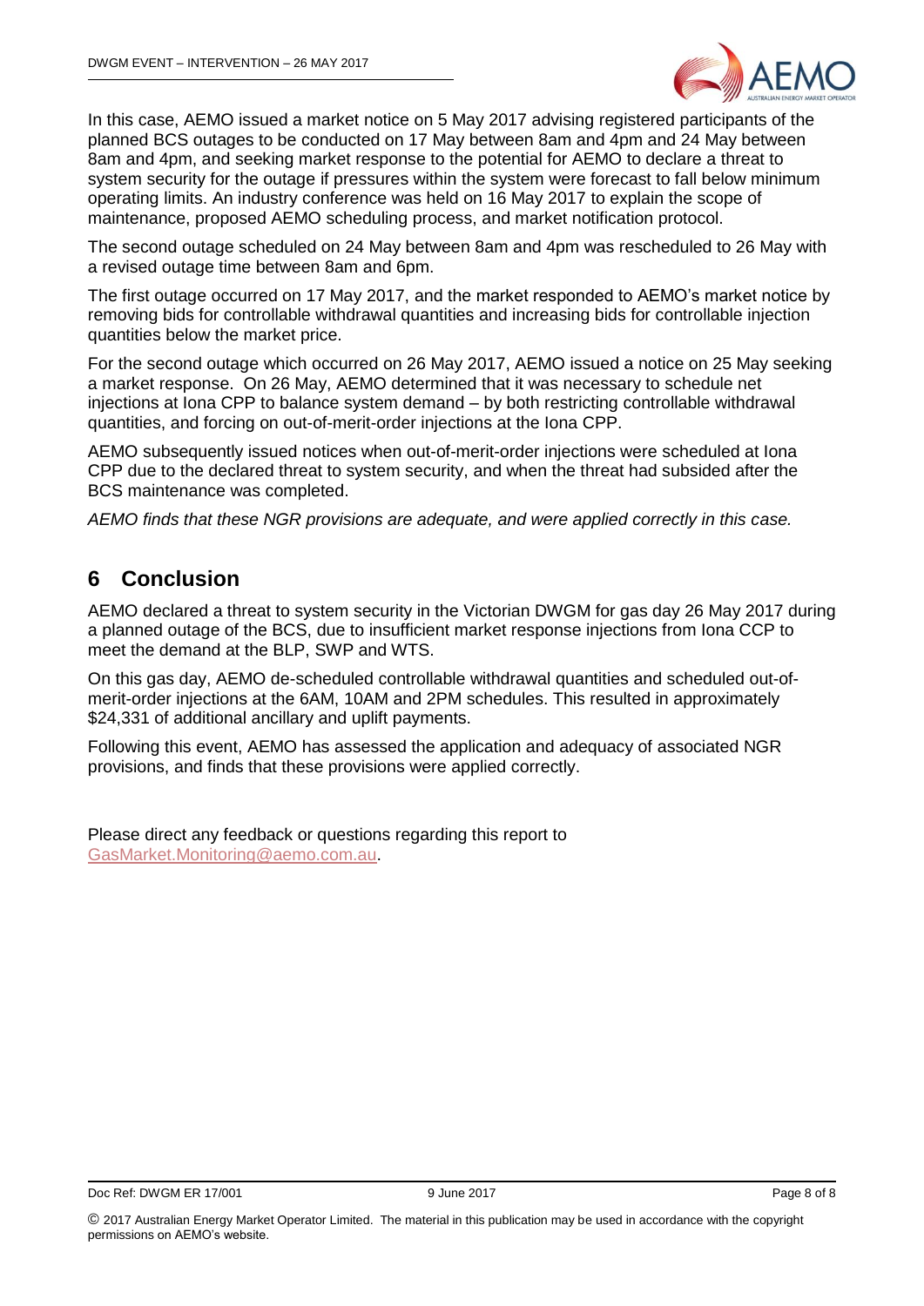In this case, AEMO issued a market notice on 5 May 2017 advising registered participants of the planned BCS outages to be conducted on 17 May between 8am and 4pm and 24 May between 8am and 4pm, and seeking market response to the potential for AEMO to declare a threat to system security for the outage if pressures within the system were forecast to fall below minimum operating limits. An industry conference was held on 16 May 2017 to explain the scope of maintenance, proposed AEMO scheduling process, and market notification protocol.

The second outage scheduled on 24 May between 8am and 4pm was rescheduled to 26 May with a revised outage time between 8am and 6pm.

The first outage occurred on 17 May 2017, and the market responded to AEMO's market notice by removing bids for controllable withdrawal quantities and increasing bids for controllable injection quantities below the market price.

For the second outage which occurred on 26 May 2017, AEMO issued a notice on 25 May seeking a market response. On 26 May, AEMO determined that it was necessary to schedule net injections at Iona CPP to balance system demand – by both restricting controllable withdrawal quantities, and forcing on out-of-merit-order injections at the Iona CPP.

AEMO subsequently issued notices when out-of-merit-order injections were scheduled at Iona CPP due to the declared threat to system security, and when the threat had subsided after the BCS maintenance was completed.

*AEMO finds that these NGR provisions are adequate, and were applied correctly in this case.*

## 6 Conclusion

AEMO declared a threat to system security in the Victorian DWGM for gas day 26 May 2017 during a planned outage of the BCS, due to insufficient market response injections from Iona CCP to meet the demand at the BLP, SWP and WTS.

On this gas day, AEMO de-scheduled controllable withdrawal quantities and scheduled out-of-merit-order injections at the 6AM, 10AM and 2PM schedules. This resulted in approximately $24,331 of additional ancillary and uplift payments.

Following this event, AEMO has assessed the application and adequacy of associated NGR provisions, and finds that these provisions were applied correctly.

Please direct any feedback or questions regarding this report to GasMarket.Monitoring@aemo.com.au.